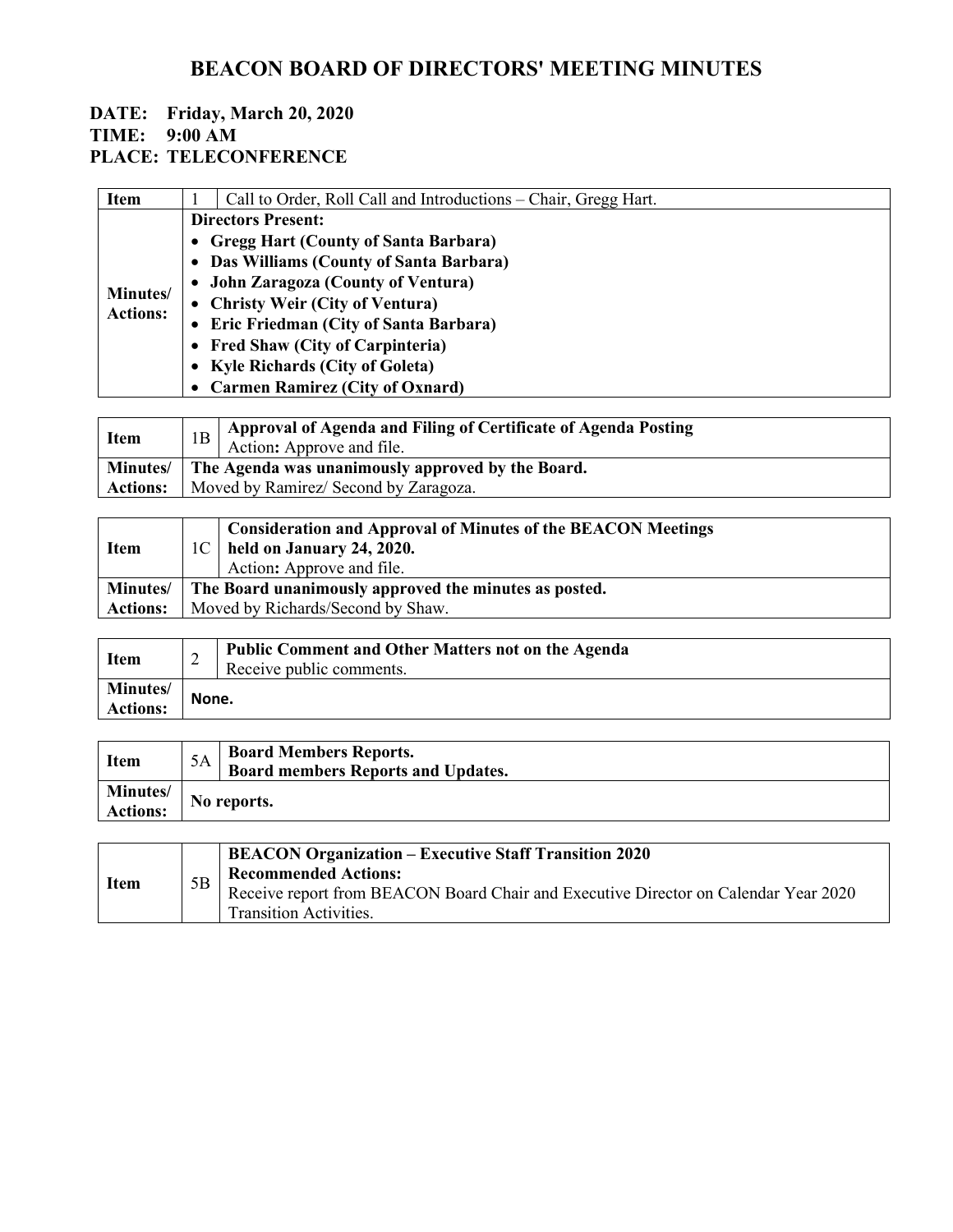# BEACON BOARD OF DIRECTORS' MEETING MINUTES

**DATE: Friday, March 20, 2020**
**TIME: 9:00 AM**
**PLACE: TELECONFERENCE**

| Item | 1 | Call to Order, Roll Call and Introductions – Chair, Gregg Hart. |
|---|---|---|
| **Minutes/ Actions:** | **Directors Present:** • **Gregg Hart (County of Santa Barbara)** • **Das Williams (County of Santa Barbara)** • **John Zaragoza (County of Ventura)** • **Christy Weir (City of Ventura)** • **Eric Friedman (City of Santa Barbara)** • **Fred Shaw (City of Carpinteria)** • **Kyle Richards (City of Goleta)** • **Carmen Ramirez (City of Oxnard)** | |

| Item | 1B | **Approval of Agenda and Filing of Certificate of Agenda Posting** Action**:** Approve and file. |
|---|---|---|
| **Minutes/ Actions:** | **The Agenda was unanimously approved by the Board.** Moved by Ramirez/ Second by Zaragoza. | |

| Item | 1C | **Consideration and Approval of Minutes of the BEACON Meetings held on January 24, 2020.** Action**:** Approve and file. |
|---|---|---|
| **Minutes/ Actions:** | **The Board unanimously approved the minutes as posted.** Moved by Richards/Second by Shaw. | |

| Item | 2 | **Public Comment and Other Matters not on the Agenda** Receive public comments. |
|---|---|---|
| **Minutes/ Actions:** | **None.** | |

| Item | 5A | **Board Members Reports.** **Board members Reports and Updates.** |
|---|---|---|
| **Minutes/ Actions:** | **No reports.** | |

| Item | 5B | **BEACON Organization – Executive Staff Transition 2020** **Recommended Actions:** Receive report from BEACON Board Chair and Executive Director on Calendar Year 2020 Transition Activities. |
|---|---|---|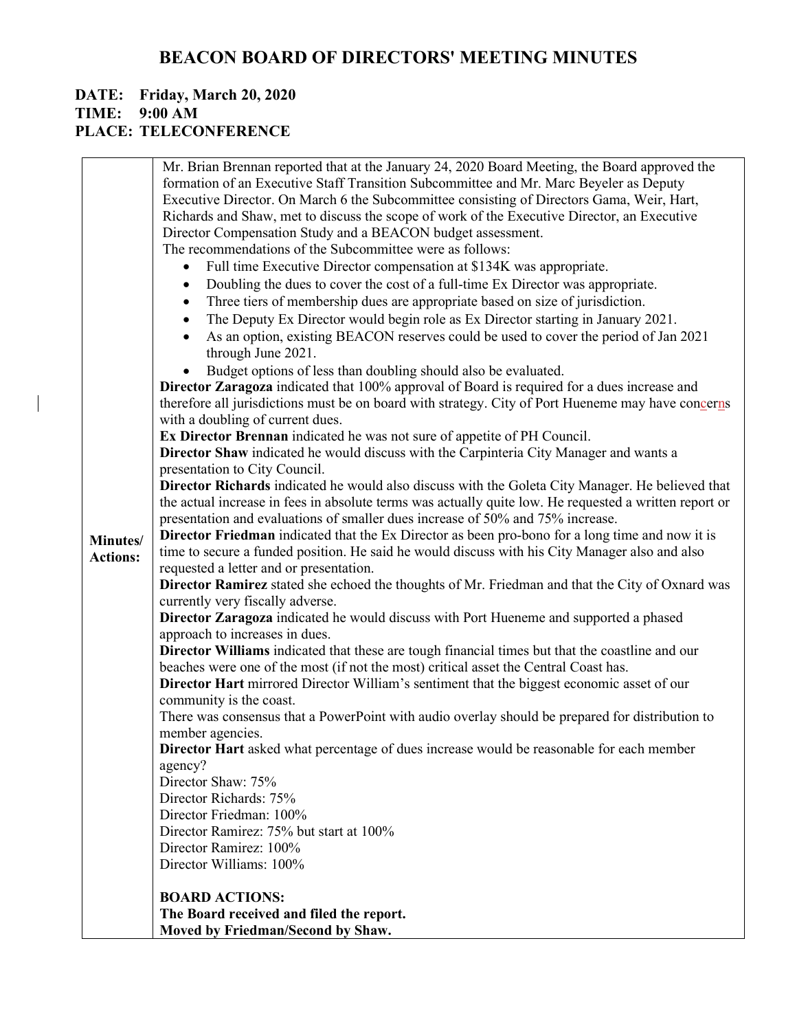# BEACON BOARD OF DIRECTORS' MEETING MINUTES

**DATE: Friday, March 20, 2020**
**TIME: 9:00 AM**
**PLACE: TELECONFERENCE**

| | |
|---|---|
| **Minutes/ Actions:** | Mr. Brian Brennan reported that at the January 24, 2020 Board Meeting, the Board approved the formation of an Executive Staff Transition Subcommittee and Mr. Marc Beyeler as Deputy Executive Director. On March 6 the Subcommittee consisting of Directors Gama, Weir, Hart, Richards and Shaw, met to discuss the scope of work of the Executive Director, an Executive Director Compensation Study and a BEACON budget assessment.<br>The recommendations of the Subcommittee were as follows:<br>• Full time Executive Director compensation at $134K was appropriate.<br>• Doubling the dues to cover the cost of a full-time Ex Director was appropriate.<br>• Three tiers of membership dues are appropriate based on size of jurisdiction.<br>• The Deputy Ex Director would begin role as Ex Director starting in January 2021.<br>• As an option, existing BEACON reserves could be used to cover the period of Jan 2021 through June 2021.<br>• Budget options of less than doubling should also be evaluated.<br>**Director Zaragoza** indicated that 100% approval of Board is required for a dues increase and therefore all jurisdictions must be on board with strategy. City of Port Hueneme may have concerns with a doubling of current dues.<br>**Ex Director Brennan** indicated he was not sure of appetite of PH Council.<br>**Director Shaw** indicated he would discuss with the Carpinteria City Manager and wants a presentation to City Council.<br>**Director Richards** indicated he would also discuss with the Goleta City Manager. He believed that the actual increase in fees in absolute terms was actually quite low. He requested a written report or presentation and evaluations of smaller dues increase of 50% and 75% increase.<br>**Director Friedman** indicated that the Ex Director as been pro-bono for a long time and now it is time to secure a funded position. He said he would discuss with his City Manager also and also requested a letter and or presentation.<br>**Director Ramirez** stated she echoed the thoughts of Mr. Friedman and that the City of Oxnard was currently very fiscally adverse.<br>**Director Zaragoza** indicated he would discuss with Port Hueneme and supported a phased approach to increases in dues.<br>**Director Williams** indicated that these are tough financial times but that the coastline and our beaches were one of the most (if not the most) critical asset the Central Coast has.<br>**Director Hart** mirrored Director William's sentiment that the biggest economic asset of our community is the coast.<br>There was consensus that a PowerPoint with audio overlay should be prepared for distribution to member agencies.<br>**Director Hart** asked what percentage of dues increase would be reasonable for each member agency?<br>Director Shaw: 75%<br>Director Richards: 75%<br>Director Friedman: 100%<br>Director Ramirez: 75% but start at 100%<br>Director Ramirez: 100%<br>Director Williams: 100%<br><br>**BOARD ACTIONS:**<br>**The Board received and filed the report.**<br>**Moved by Friedman/Second by Shaw.** |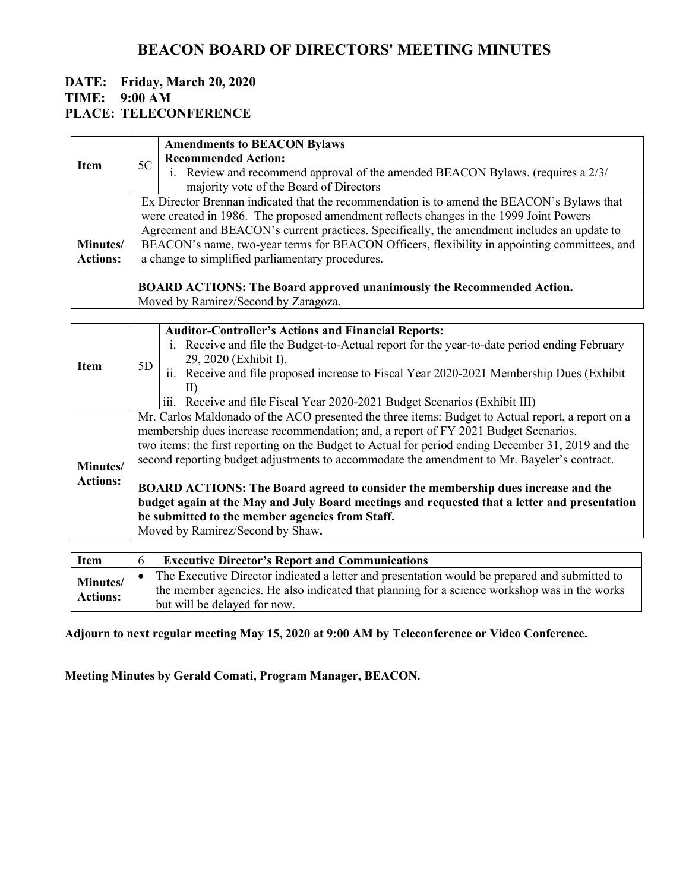# BEACON BOARD OF DIRECTORS' MEETING MINUTES

**DATE: Friday, March 20, 2020**
**TIME: 9:00 AM**
**PLACE: TELECONFERENCE**

| | | |
|---|---|---|
| **Item** | 5C | **Amendments to BEACON Bylaws**<br>**Recommended Action:**<br>i. Review and recommend approval of the amended BEACON Bylaws. (requires a 2/3/ majority vote of the Board of Directors |
| **Minutes/ Actions:** | | Ex Director Brennan indicated that the recommendation is to amend the BEACON's Bylaws that were created in 1986. The proposed amendment reflects changes in the 1999 Joint Powers Agreement and BEACON's current practices. Specifically, the amendment includes an update to BEACON's name, two-year terms for BEACON Officers, flexibility in appointing committees, and a change to simplified parliamentary procedures.<br><br>**BOARD ACTIONS: The Board approved unanimously the Recommended Action.**<br>Moved by Ramirez/Second by Zaragoza. |

| | | |
|---|---|---|
| **Item** | 5D | **Auditor-Controller's Actions and Financial Reports:**<br>i. Receive and file the Budget-to-Actual report for the year-to-date period ending February 29, 2020 (Exhibit I).<br>ii. Receive and file proposed increase to Fiscal Year 2020-2021 Membership Dues (Exhibit II)<br>iii. Receive and file Fiscal Year 2020-2021 Budget Scenarios (Exhibit III) |
| **Minutes/ Actions:** | | Mr. Carlos Maldonado of the ACO presented the three items: Budget to Actual report, a report on a membership dues increase recommendation; and, a report of FY 2021 Budget Scenarios.<br>two items: the first reporting on the Budget to Actual for period ending December 31, 2019 and the second reporting budget adjustments to accommodate the amendment to Mr. Bayeler's contract.<br><br>**BOARD ACTIONS: The Board agreed to consider the membership dues increase and the budget again at the May and July Board meetings and requested that a letter and presentation be submitted to the member agencies from Staff.**<br>Moved by Ramirez/Second by Shaw**.** |

| | | |
|---|---|---|
| **Item** | 6 | **Executive Director's Report and Communications** |
| **Minutes/ Actions:** | | • The Executive Director indicated a letter and presentation would be prepared and submitted to the member agencies. He also indicated that planning for a science workshop was in the works but will be delayed for now. |

**Adjourn to next regular meeting May 15, 2020 at 9:00 AM by Teleconference or Video Conference.**

**Meeting Minutes by Gerald Comati, Program Manager, BEACON.**